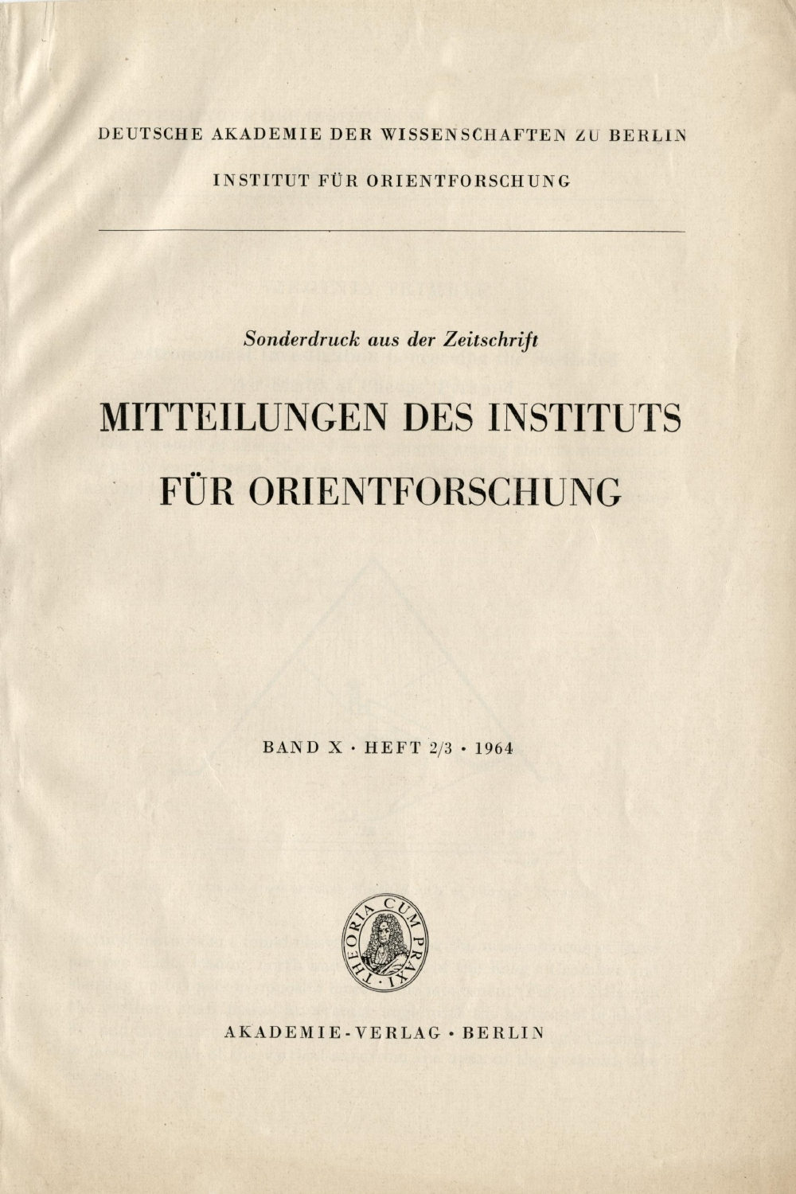DEUTSCHE AKADEMIE DER WISSENSCHAFTEN ZU BERLIN

INSTITUT FÜR ORIENTFORSCHUNG

---

*Sonderdruck aus der Zeitschrift*

# MITTEILUNGEN DES INSTITUTS FÜR ORIENTFORSCHUNG

BAND X · HEFT 2/3 · 1964

THEORIA CUM PRAXI

AKADEMIE-VERLAG · BERLIN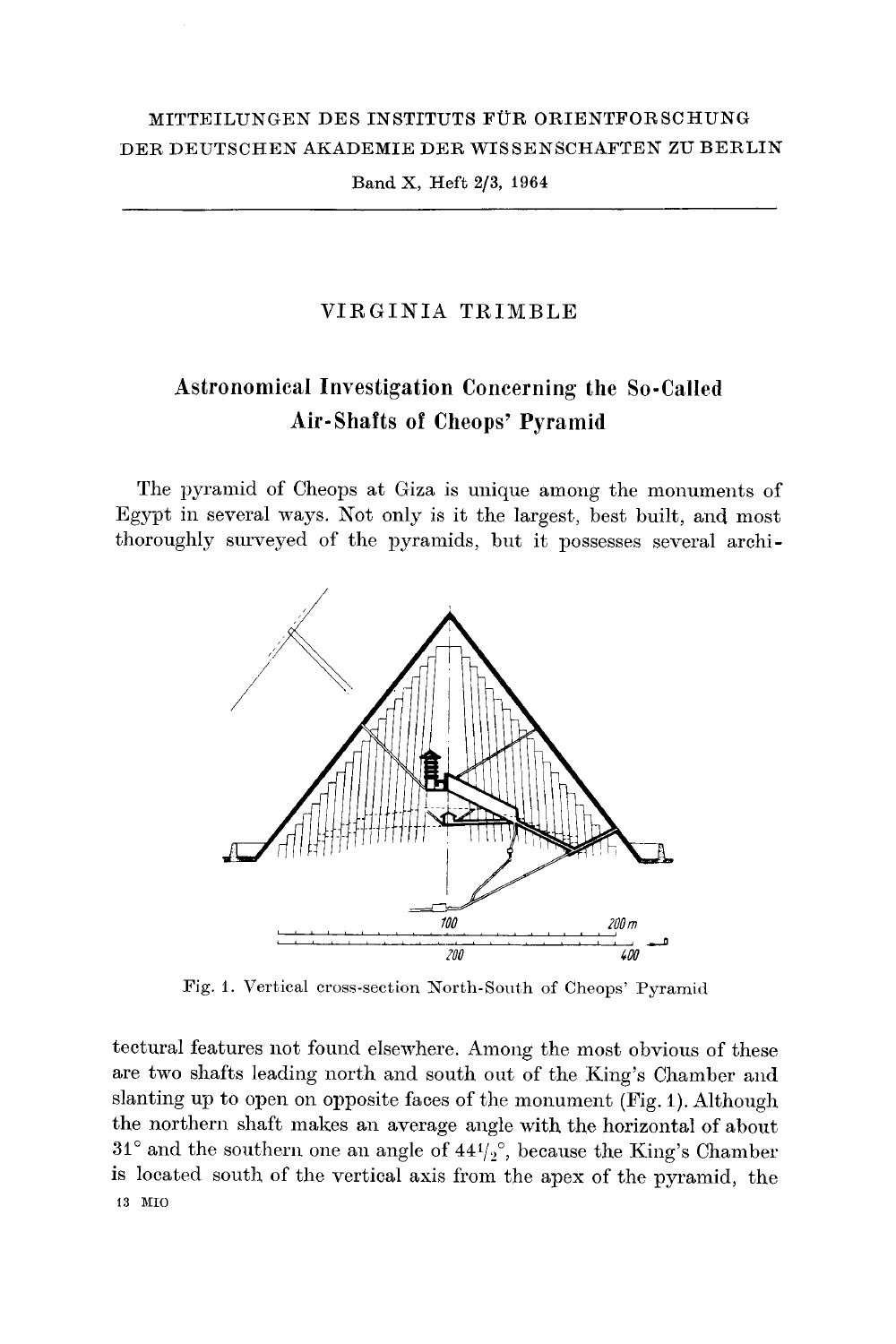MITTEILUNGEN DES INSTITUTS FÜR ORIENTFORSCHUNG
DER DEUTSCHEN AKADEMIE DER WISSENSCHAFTEN ZU BERLIN

Band X, Heft 2/3, 1964

VIRGINIA TRIMBLE

# Astronomical Investigation Concerning the So-Called Air-Shafts of Cheops' Pyramid

The pyramid of Cheops at Giza is unique among the monuments of Egypt in several ways. Not only is it the largest, best built, and most thoroughly surveyed of the pyramids, but it possesses several archi-

Fig. 1. Vertical cross-section North-South of Cheops' Pyramid

tectural features not found elsewhere. Among the most obvious of these are two shafts leading north and south out of the King's Chamber and slanting up to open on opposite faces of the monument (Fig. 1). Although the northern shaft makes an average angle with the horizontal of about 31° and the southern one an angle of $44^1/_2$°, because the King's Chamber is located south of the vertical axis from the apex of the pyramid, the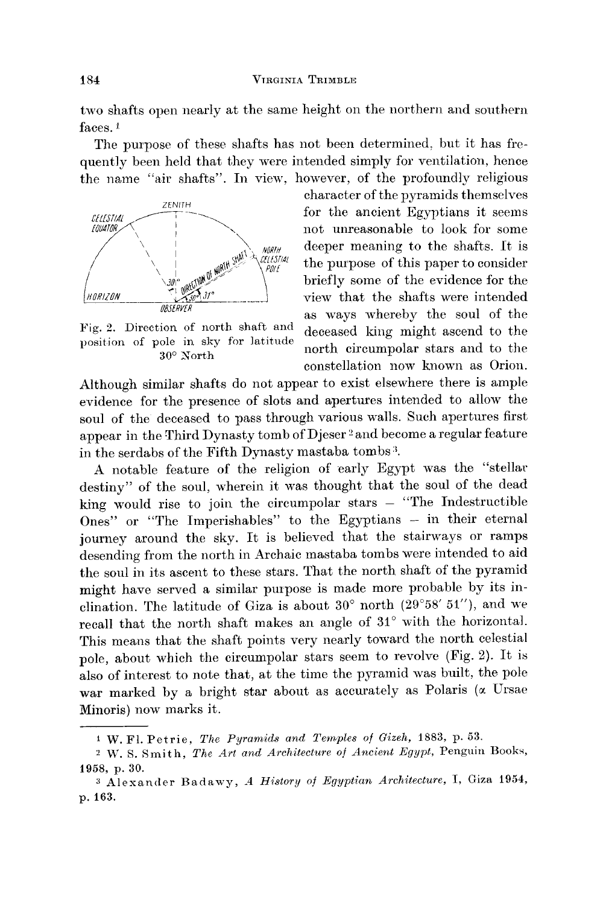two shafts open nearly at the same height on the northern and southern faces.[1]

The purpose of these shafts has not been determined, but it has frequently been held that they were intended simply for ventilation, hence the name "air shafts". In view, however, of the profoundly religious character of the pyramids themselves for the ancient Egyptians it seems not unreasonable to look for some deeper meaning to the shafts. It is the purpose of this paper to consider briefly some of the evidence for the view that the shafts were intended as ways whereby the soul of the deceased king might ascend to the north circumpolar stars and to the constellation now known as Orion.

Fig. 2. Direction of north shaft and position of pole in sky for latitude 30° North

Although similar shafts do not appear to exist elsewhere there is ample evidence for the presence of slots and apertures intended to allow the soul of the deceased to pass through various walls. Such apertures first appear in the Third Dynasty tomb of Djeser[2] and become a regular feature in the serdabs of the Fifth Dynasty mastaba tombs[3].

A notable feature of the religion of early Egypt was the "stellar destiny" of the soul, wherein it was thought that the soul of the dead king would rise to join the circumpolar stars – "The Indestructible Ones" or "The Imperishables" to the Egyptians – in their eternal journey around the sky. It is believed that the stairways or ramps desending from the north in Archaic mastaba tombs were intended to aid the soul in its ascent to these stars. That the north shaft of the pyramid might have served a similar purpose is made more probable by its inclination. The latitude of Giza is about 30° north (29°58′ 51″), and we recall that the north shaft makes an angle of 31° with the horizontal. This means that the shaft points very nearly toward the north celestial pole, about which the circumpolar stars seem to revolve (Fig. 2). It is also of interest to note that, at the time the pyramid was built, the pole war marked by a bright star about as accurately as Polaris (α Ursae Minoris) now marks it.

---

[1] W. Fl. Petrie, *The Pyramids and Temples of Gizeh*, 1883, p. 53.

[2] W. S. Smith, *The Art and Architecture of Ancient Egypt*, Penguin Books, 1958, p. 30.

[3] Alexander Badawy, *A History of Egyptian Architecture*, I, Giza 1954, p. 163.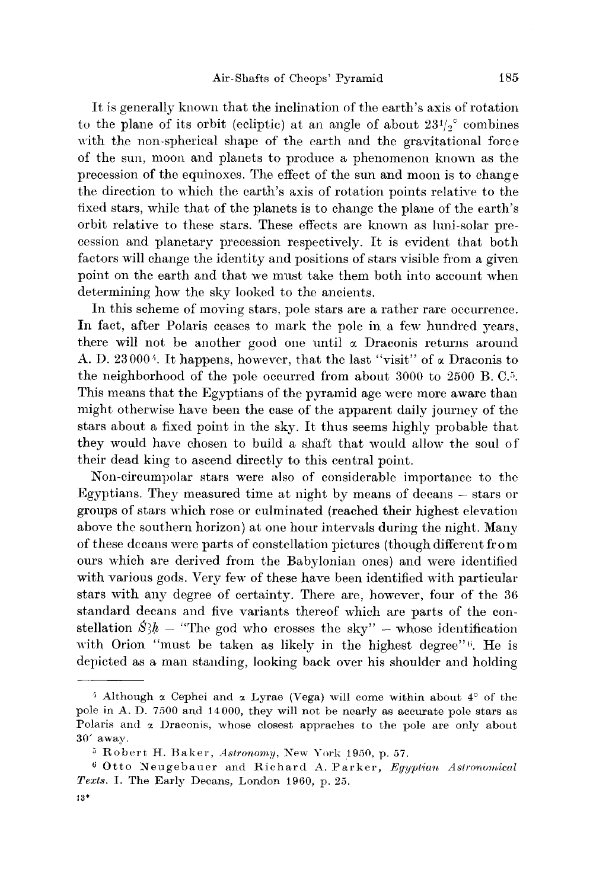It is generally known that the inclination of the earth's axis of rotation to the plane of its orbit (ecliptic) at an angle of about $23^1/_2°$ combines with the non-spherical shape of the earth and the gravitational force of the sun, moon and planets to produce a phenomenon known as the precession of the equinoxes. The effect of the sun and moon is to change the direction to which the earth's axis of rotation points relative to the fixed stars, while that of the planets is to change the plane of the earth's orbit relative to these stars. These effects are known as luni-solar precession and planetary precession respectively. It is evident that both factors will change the identity and positions of stars visible from a given point on the earth and that we must take them both into account when determining how the sky looked to the ancients.

In this scheme of moving stars, pole stars are a rather rare occurrence. In fact, after Polaris ceases to mark the pole in a few hundred years, there will not be another good one until α Draconis returns around A. D. 23000[4]. It happens, however, that the last "visit" of α Draconis to the neighborhood of the pole occurred from about 3000 to 2500 B. C.[5]. This means that the Egyptians of the pyramid age were more aware than might otherwise have been the case of the apparent daily journey of the stars about a fixed point in the sky. It thus seems highly probable that they would have chosen to build a shaft that would allow the soul of their dead king to ascend directly to this central point.

Non-circumpolar stars were also of considerable importance to the Egyptians. They measured time at night by means of decans – stars or groups of stars which rose or culminated (reached their highest elevation above the southern horizon) at one hour intervals during the night. Many of these decans were parts of constellation pictures (though different from ours which are derived from the Babylonian ones) and were identified with various gods. Very few of these have been identified with particular stars with any degree of certainty. There are, however, four of the 36 standard decans and five variants thereof which are parts of the constellation *Š3ḥ* – "The god who crosses the sky" – whose identification with Orion "must be taken as likely in the highest degree"[6]. He is depicted as a man standing, looking back over his shoulder and holding

---

[4] Although α Cephei and α Lyrae (Vega) will come within about 4° of the pole in A. D. 7500 and 14000, they will not be nearly as accurate pole stars as Polaris and α Draconis, whose closest appraches to the pole are only about 30′ away.

[5] Robert H. Baker, *Astronomy*, New York 1950, p. 57.

[6] Otto Neugebauer and Richard A. Parker, *Egyptian Astronomical Texts*. I. The Early Decans, London 1960, p. 25.

13*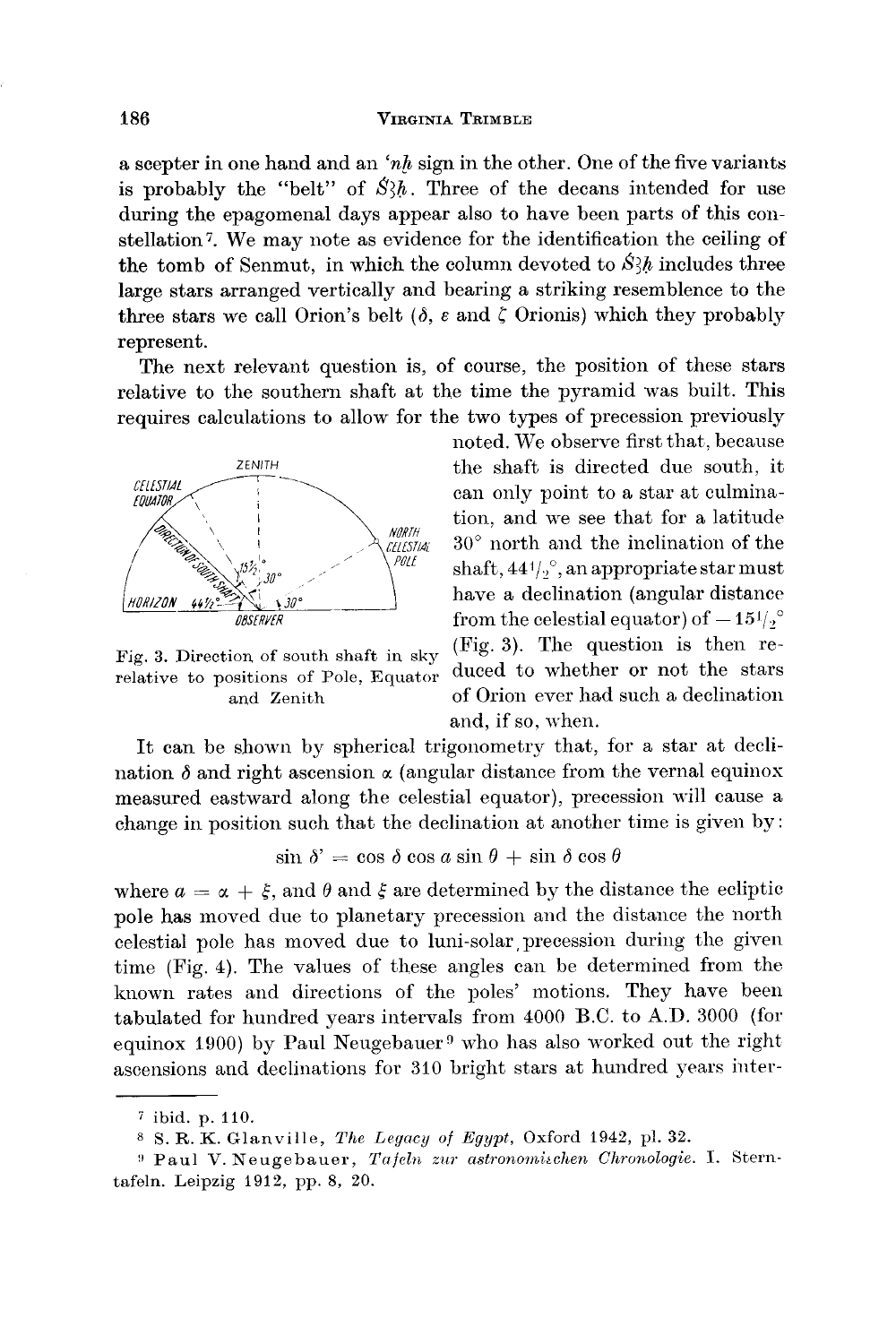a scepter in one hand and an *'nḫ* sign in the other. One of the five variants is probably the "belt" of *Š3ḥ*. Three of the decans intended for use during the epagomenal days appear also to have been parts of this constellation[7]. We may note as evidence for the identification the ceiling of the tomb of Senmut, in which the column devoted to *Š3ḥ* includes three large stars arranged vertically and bearing a striking resemblence to the three stars we call Orion's belt ($\delta$, $\varepsilon$ and $\zeta$ Orionis) which they probably represent.

The next relevant question is, of course, the position of these stars relative to the southern shaft at the time the pyramid was built. This requires calculations to allow for the two types of precession previously noted. We observe first that, because the shaft is directed due south, it can only point to a star at culmination, and we see that for a latitude 30° north and the inclination of the shaft, $44^1/_2$°, an appropriate star must have a declination (angular distance from the celestial equator) of $-15^1/_2$° (Fig. 3). The question is then reduced to whether or not the stars of Orion ever had such a declination and, if so, when.

Fig. 3. Direction of south shaft in sky relative to positions of Pole, Equator and Zenith

It can be shown by spherical trigonometry that, for a star at declination $\delta$ and right ascension $\alpha$ (angular distance from the vernal equinox measured eastward along the celestial equator), precession will cause a change in position such that the declination at another time is given by:

$$\sin \delta' = \cos \delta \cos a \sin \theta + \sin \delta \cos \theta$$

where $a = \alpha + \xi$, and $\theta$ and $\xi$ are determined by the distance the ecliptic pole has moved due to planetary precession and the distance the north celestial pole has moved due to luni-solar precession during the given time (Fig. 4). The values of these angles can be determined from the known rates and directions of the poles' motions. They have been tabulated for hundred years intervals from 4000 B.C. to A.D. 3000 (for equinox 1900) by Paul Neugebauer[9] who has also worked out the right ascensions and declinations for 310 bright stars at hundred years inter-

---

[7] ibid. p. 110.

[8] S. R. K. Glanville, *The Legacy of Egypt*, Oxford 1942, pl. 32.

[9] Paul V. Neugebauer, *Tafeln zur astronomischen Chronologie*. I. Sterntafeln. Leipzig 1912, pp. 8, 20.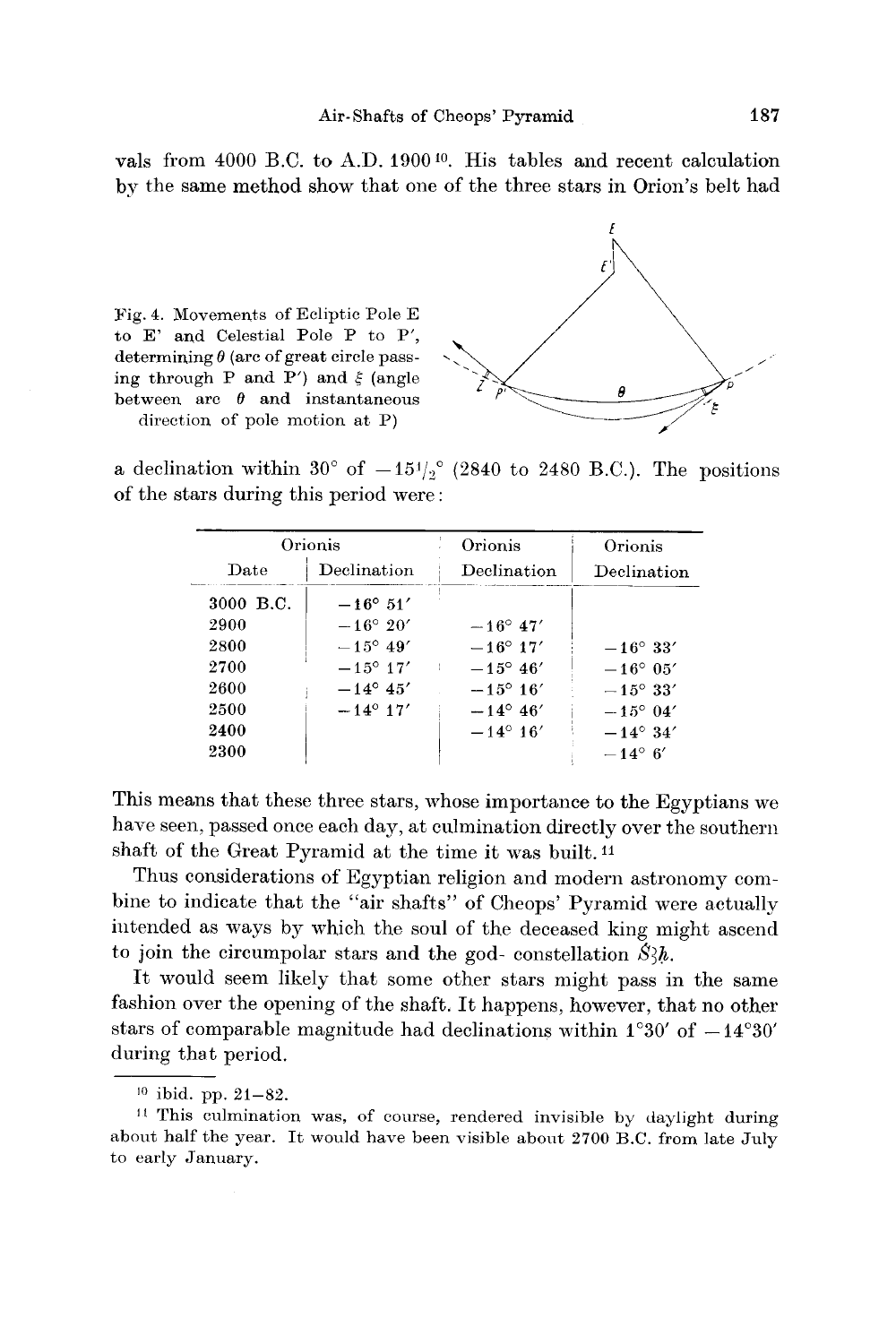vals from 4000 B.C. to A.D. 1900[10]. His tables and recent calculation by the same method show that one of the three stars in Orion's belt had

Fig. 4. Movements of Ecliptic Pole E to E' and Celestial Pole P to P', determining $\theta$ (arc of great circle passing through P and P') and $\xi$ (angle between arc $\theta$ and instantaneous direction of pole motion at P)

E
E'
P'
P
$\theta$
$\xi$
$\xi$

a declination within 30° of $-15^1/_2$° (2840 to 2480 B.C.). The positions of the stars during this period were:

| Orionis | | Orionis | Orionis |
|---|---|---|---|
| Date | Declination | Declination | Declination |
| 3000 B.C. | −16° 51′ | | |
| 2900 | −16° 20′ | −16° 47′ | |
| 2800 | −15° 49′ | −16° 17′ | −16° 33′ |
| 2700 | −15° 17′ | −15° 46′ | −16° 05′ |
| 2600 | −14° 45′ | −15° 16′ | −15° 33′ |
| 2500 | −14° 17′ | −14° 46′ | −15° 04′ |
| 2400 | | −14° 16′ | −14° 34′ |
| 2300 | | | −14° 6′ |

This means that these three stars, whose importance to the Egyptians we have seen, passed once each day, at culmination directly over the southern shaft of the Great Pyramid at the time it was built.[11]

Thus considerations of Egyptian religion and modern astronomy combine to indicate that the "air shafts" of Cheops' Pyramid were actually intended as ways by which the soul of the deceased king might ascend to join the circumpolar stars and the god- constellation *Š3ḥ*.

It would seem likely that some other stars might pass in the same fashion over the opening of the shaft. It happens, however, that no other stars of comparable magnitude had declinations within 1°30′ of −14°30′ during that period.

---

[10] ibid. pp. 21–82.

[11] This culmination was, of course, rendered invisible by daylight during about half the year. It would have been visible about 2700 B.C. from late July to early January.